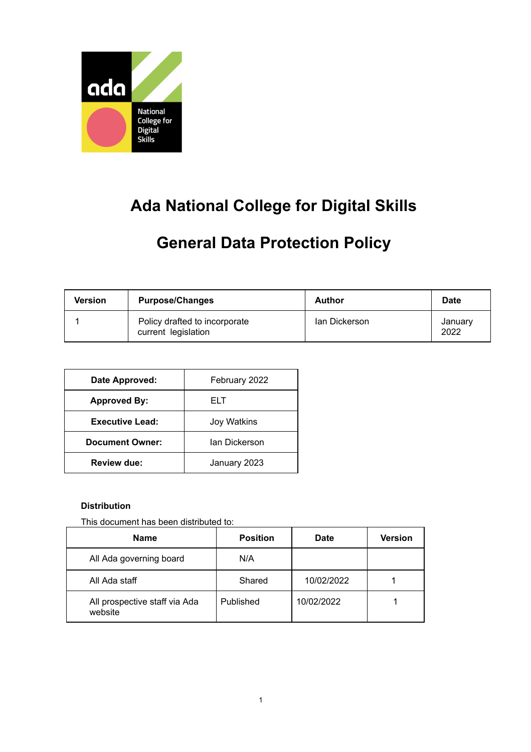# Ada National College for Digital Skills

# General Data Protection Policy

| Version | Purpose/Changes | Author | Date |
|---|---|---|---|
| 1 | Policy drafted to incorporate current legislation | Ian Dickerson | January 2022 |

| | |
|---|---|
| **Date Approved:** | February 2022 |
| **Approved By:** | ELT |
| **Executive Lead:** | Joy Watkins |
| **Document Owner:** | Ian Dickerson |
| **Review due:** | January 2023 |

**Distribution**

This document has been distributed to:

| Name | Position | Date | Version |
|---|---|---|---|
| All Ada governing board | N/A | | |
| All Ada staff | Shared | 10/02/2022 | 1 |
| All prospective staff via Ada website | Published | 10/02/2022 | 1 |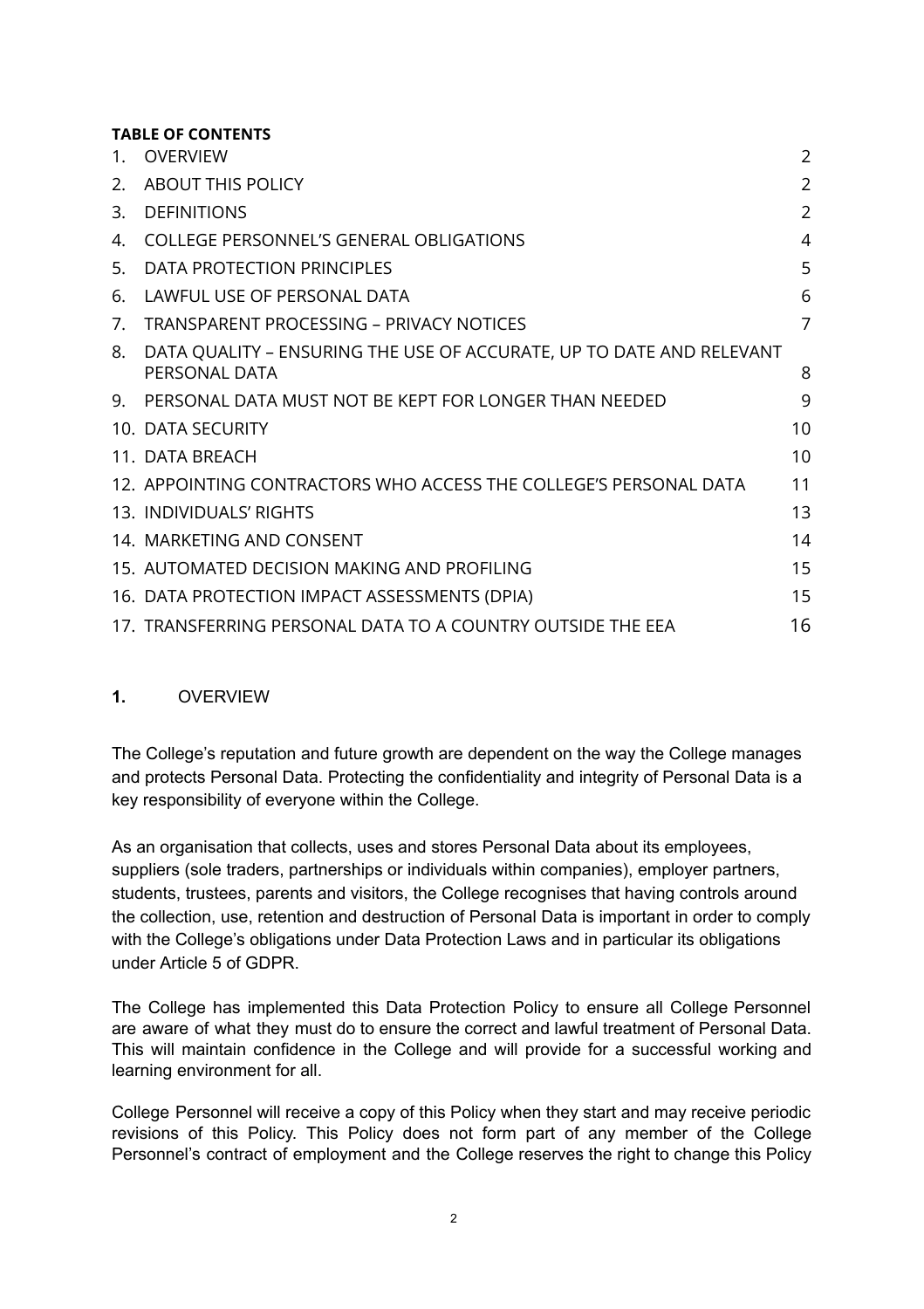**TABLE OF CONTENTS**

| | | |
|---|---|---|
| 1. | OVERVIEW | 2 |
| 2. | ABOUT THIS POLICY | 2 |
| 3. | DEFINITIONS | 2 |
| 4. | COLLEGE PERSONNEL'S GENERAL OBLIGATIONS | 4 |
| 5. | DATA PROTECTION PRINCIPLES | 5 |
| 6. | LAWFUL USE OF PERSONAL DATA | 6 |
| 7. | TRANSPARENT PROCESSING – PRIVACY NOTICES | 7 |
| 8. | DATA QUALITY – ENSURING THE USE OF ACCURATE, UP TO DATE AND RELEVANT PERSONAL DATA | 8 |
| 9. | PERSONAL DATA MUST NOT BE KEPT FOR LONGER THAN NEEDED | 9 |
| 10. | DATA SECURITY | 10 |
| 11. | DATA BREACH | 10 |
| 12. | APPOINTING CONTRACTORS WHO ACCESS THE COLLEGE'S PERSONAL DATA | 11 |
| 13. | INDIVIDUALS' RIGHTS | 13 |
| 14. | MARKETING AND CONSENT | 14 |
| 15. | AUTOMATED DECISION MAKING AND PROFILING | 15 |
| 16. | DATA PROTECTION IMPACT ASSESSMENTS (DPIA) | 15 |
| 17. | TRANSFERRING PERSONAL DATA TO A COUNTRY OUTSIDE THE EEA | 16 |

## 1. OVERVIEW

The College's reputation and future growth are dependent on the way the College manages and protects Personal Data. Protecting the confidentiality and integrity of Personal Data is a key responsibility of everyone within the College.

As an organisation that collects, uses and stores Personal Data about its employees, suppliers (sole traders, partnerships or individuals within companies), employer partners, students, trustees, parents and visitors, the College recognises that having controls around the collection, use, retention and destruction of Personal Data is important in order to comply with the College's obligations under Data Protection Laws and in particular its obligations under Article 5 of GDPR.

The College has implemented this Data Protection Policy to ensure all College Personnel are aware of what they must do to ensure the correct and lawful treatment of Personal Data. This will maintain confidence in the College and will provide for a successful working and learning environment for all.

College Personnel will receive a copy of this Policy when they start and may receive periodic revisions of this Policy. This Policy does not form part of any member of the College Personnel's contract of employment and the College reserves the right to change this Policy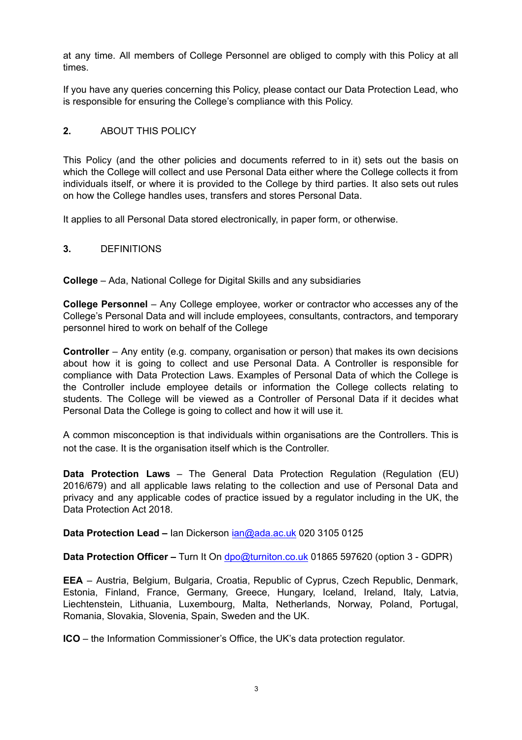at any time. All members of College Personnel are obliged to comply with this Policy at all times.

If you have any queries concerning this Policy, please contact our Data Protection Lead, who is responsible for ensuring the College's compliance with this Policy.

## 2. ABOUT THIS POLICY

This Policy (and the other policies and documents referred to in it) sets out the basis on which the College will collect and use Personal Data either where the College collects it from individuals itself, or where it is provided to the College by third parties. It also sets out rules on how the College handles uses, transfers and stores Personal Data.

It applies to all Personal Data stored electronically, in paper form, or otherwise.

## 3. DEFINITIONS

**College** – Ada, National College for Digital Skills and any subsidiaries

**College Personnel** – Any College employee, worker or contractor who accesses any of the College's Personal Data and will include employees, consultants, contractors, and temporary personnel hired to work on behalf of the College

**Controller** – Any entity (e.g. company, organisation or person) that makes its own decisions about how it is going to collect and use Personal Data. A Controller is responsible for compliance with Data Protection Laws. Examples of Personal Data of which the College is the Controller include employee details or information the College collects relating to students. The College will be viewed as a Controller of Personal Data if it decides what Personal Data the College is going to collect and how it will use it.

A common misconception is that individuals within organisations are the Controllers. This is not the case. It is the organisation itself which is the Controller.

**Data Protection Laws** – The General Data Protection Regulation (Regulation (EU) 2016/679) and all applicable laws relating to the collection and use of Personal Data and privacy and any applicable codes of practice issued by a regulator including in the UK, the Data Protection Act 2018.

**Data Protection Lead –** Ian Dickerson [ian@ada.ac.uk](mailto:ian@ada.ac.uk) 020 3105 0125

**Data Protection Officer –** Turn It On [dpo@turniton.co.uk](mailto:dpo@turniton.co.uk) 01865 597620 (option 3 - GDPR)

**EEA** – Austria, Belgium, Bulgaria, Croatia, Republic of Cyprus, Czech Republic, Denmark, Estonia, Finland, France, Germany, Greece, Hungary, Iceland, Ireland, Italy, Latvia, Liechtenstein, Lithuania, Luxembourg, Malta, Netherlands, Norway, Poland, Portugal, Romania, Slovakia, Slovenia, Spain, Sweden and the UK.

**ICO** – the Information Commissioner's Office, the UK's data protection regulator.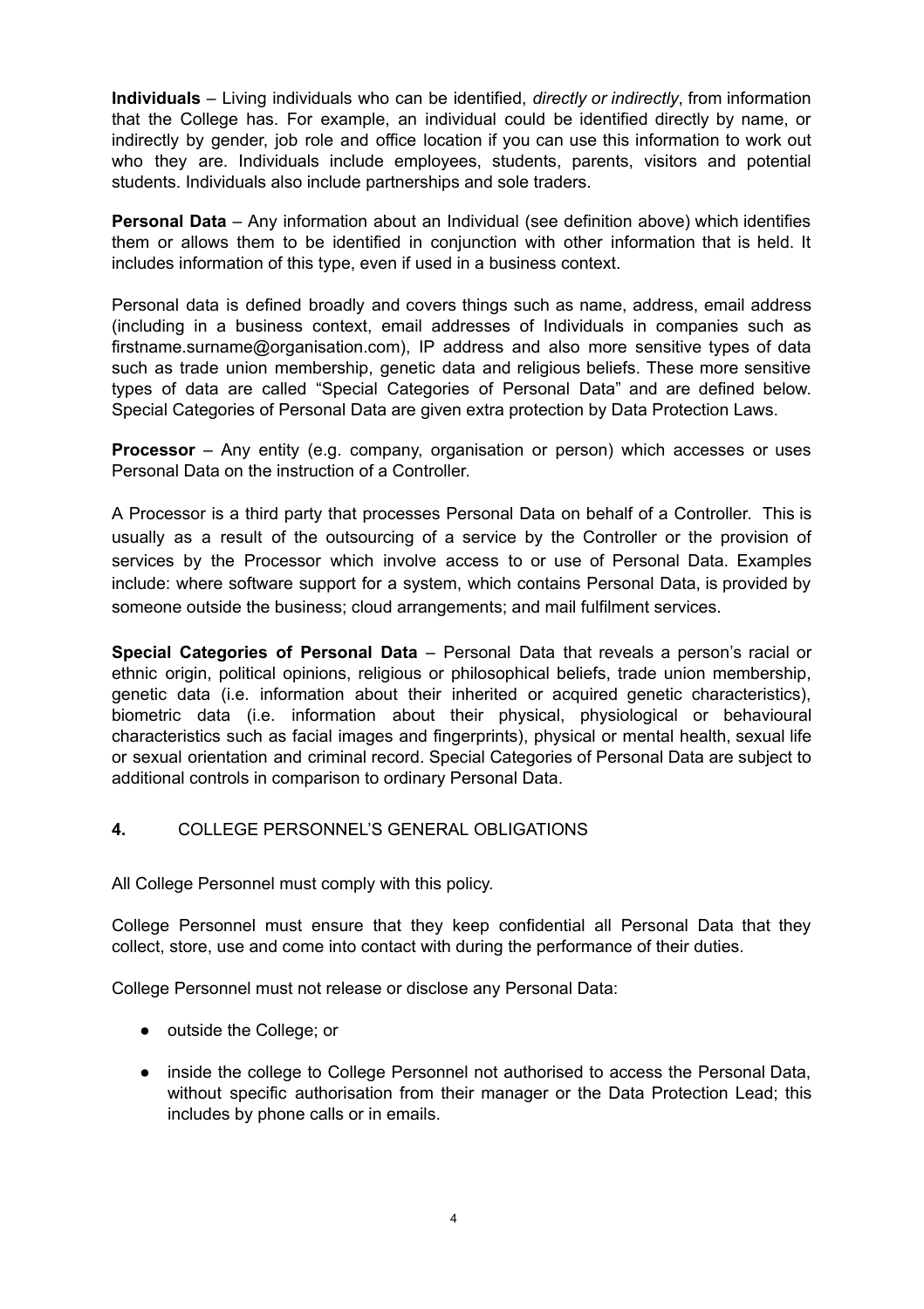**Individuals** – Living individuals who can be identified, *directly or indirectly*, from information that the College has. For example, an individual could be identified directly by name, or indirectly by gender, job role and office location if you can use this information to work out who they are. Individuals include employees, students, parents, visitors and potential students. Individuals also include partnerships and sole traders.

**Personal Data** – Any information about an Individual (see definition above) which identifies them or allows them to be identified in conjunction with other information that is held. It includes information of this type, even if used in a business context.

Personal data is defined broadly and covers things such as name, address, email address (including in a business context, email addresses of Individuals in companies such as firstname.surname@organisation.com), IP address and also more sensitive types of data such as trade union membership, genetic data and religious beliefs. These more sensitive types of data are called "Special Categories of Personal Data" and are defined below. Special Categories of Personal Data are given extra protection by Data Protection Laws.

**Processor** – Any entity (e.g. company, organisation or person) which accesses or uses Personal Data on the instruction of a Controller.

A Processor is a third party that processes Personal Data on behalf of a Controller. This is usually as a result of the outsourcing of a service by the Controller or the provision of services by the Processor which involve access to or use of Personal Data. Examples include: where software support for a system, which contains Personal Data, is provided by someone outside the business; cloud arrangements; and mail fulfilment services.

**Special Categories of Personal Data** – Personal Data that reveals a person's racial or ethnic origin, political opinions, religious or philosophical beliefs, trade union membership, genetic data (i.e. information about their inherited or acquired genetic characteristics), biometric data (i.e. information about their physical, physiological or behavioural characteristics such as facial images and fingerprints), physical or mental health, sexual life or sexual orientation and criminal record. Special Categories of Personal Data are subject to additional controls in comparison to ordinary Personal Data.

## **4.** COLLEGE PERSONNEL'S GENERAL OBLIGATIONS

All College Personnel must comply with this policy.

College Personnel must ensure that they keep confidential all Personal Data that they collect, store, use and come into contact with during the performance of their duties.

College Personnel must not release or disclose any Personal Data:

- outside the College; or
- inside the college to College Personnel not authorised to access the Personal Data, without specific authorisation from their manager or the Data Protection Lead; this includes by phone calls or in emails.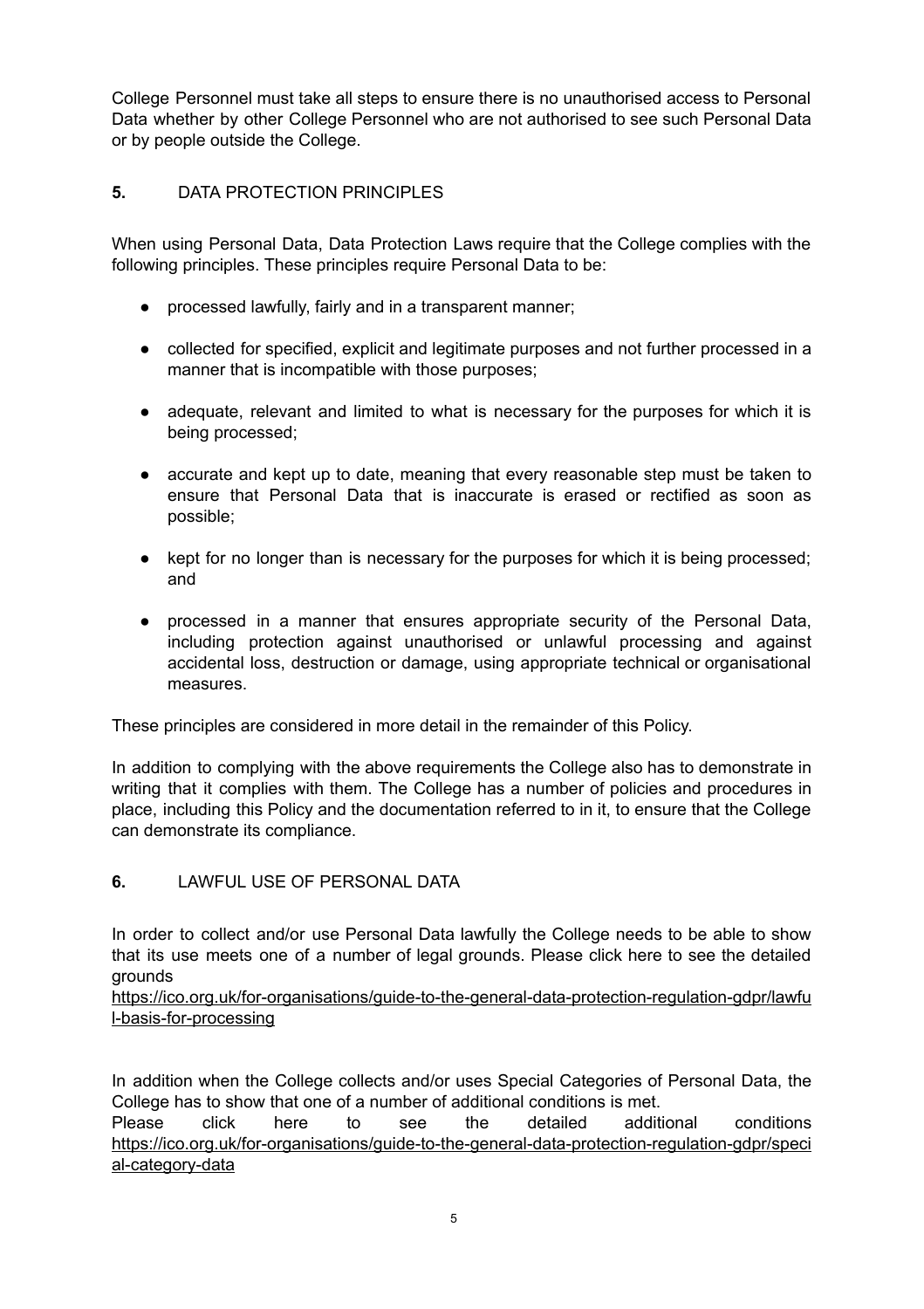College Personnel must take all steps to ensure there is no unauthorised access to Personal Data whether by other College Personnel who are not authorised to see such Personal Data or by people outside the College.

## 5. DATA PROTECTION PRINCIPLES

When using Personal Data, Data Protection Laws require that the College complies with the following principles. These principles require Personal Data to be:

- processed lawfully, fairly and in a transparent manner;
- collected for specified, explicit and legitimate purposes and not further processed in a manner that is incompatible with those purposes;
- adequate, relevant and limited to what is necessary for the purposes for which it is being processed;
- accurate and kept up to date, meaning that every reasonable step must be taken to ensure that Personal Data that is inaccurate is erased or rectified as soon as possible;
- kept for no longer than is necessary for the purposes for which it is being processed; and
- processed in a manner that ensures appropriate security of the Personal Data, including protection against unauthorised or unlawful processing and against accidental loss, destruction or damage, using appropriate technical or organisational measures.

These principles are considered in more detail in the remainder of this Policy.

In addition to complying with the above requirements the College also has to demonstrate in writing that it complies with them. The College has a number of policies and procedures in place, including this Policy and the documentation referred to in it, to ensure that the College can demonstrate its compliance.

## 6. LAWFUL USE OF PERSONAL DATA

In order to collect and/or use Personal Data lawfully the College needs to be able to show that its use meets one of a number of legal grounds. Please click here to see the detailed grounds
https://ico.org.uk/for-organisations/guide-to-the-general-data-protection-regulation-gdpr/lawful-basis-for-processing

In addition when the College collects and/or uses Special Categories of Personal Data, the College has to show that one of a number of additional conditions is met.
Please click here to see the detailed additional conditions https://ico.org.uk/for-organisations/guide-to-the-general-data-protection-regulation-gdpr/special-category-data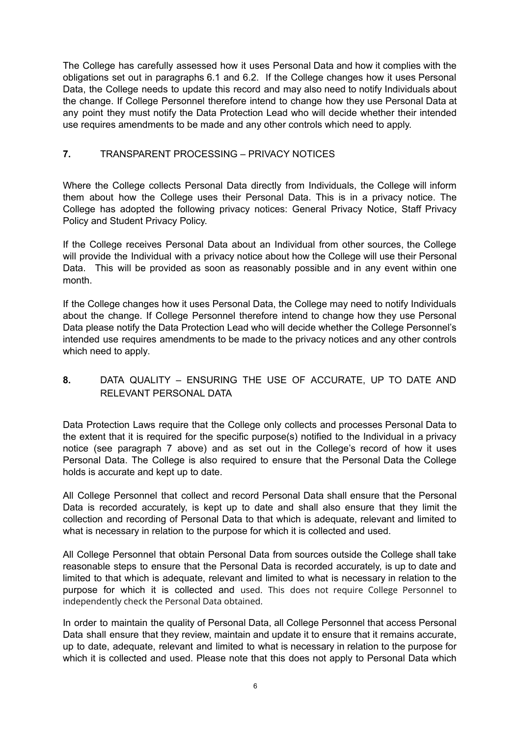The College has carefully assessed how it uses Personal Data and how it complies with the obligations set out in paragraphs 6.1 and 6.2. If the College changes how it uses Personal Data, the College needs to update this record and may also need to notify Individuals about the change. If College Personnel therefore intend to change how they use Personal Data at any point they must notify the Data Protection Lead who will decide whether their intended use requires amendments to be made and any other controls which need to apply.

## 7. TRANSPARENT PROCESSING – PRIVACY NOTICES

Where the College collects Personal Data directly from Individuals, the College will inform them about how the College uses their Personal Data. This is in a privacy notice. The College has adopted the following privacy notices: General Privacy Notice, Staff Privacy Policy and Student Privacy Policy.

If the College receives Personal Data about an Individual from other sources, the College will provide the Individual with a privacy notice about how the College will use their Personal Data. This will be provided as soon as reasonably possible and in any event within one month.

If the College changes how it uses Personal Data, the College may need to notify Individuals about the change. If College Personnel therefore intend to change how they use Personal Data please notify the Data Protection Lead who will decide whether the College Personnel's intended use requires amendments to be made to the privacy notices and any other controls which need to apply.

## 8. DATA QUALITY – ENSURING THE USE OF ACCURATE, UP TO DATE AND RELEVANT PERSONAL DATA

Data Protection Laws require that the College only collects and processes Personal Data to the extent that it is required for the specific purpose(s) notified to the Individual in a privacy notice (see paragraph 7 above) and as set out in the College's record of how it uses Personal Data. The College is also required to ensure that the Personal Data the College holds is accurate and kept up to date.

All College Personnel that collect and record Personal Data shall ensure that the Personal Data is recorded accurately, is kept up to date and shall also ensure that they limit the collection and recording of Personal Data to that which is adequate, relevant and limited to what is necessary in relation to the purpose for which it is collected and used.

All College Personnel that obtain Personal Data from sources outside the College shall take reasonable steps to ensure that the Personal Data is recorded accurately, is up to date and limited to that which is adequate, relevant and limited to what is necessary in relation to the purpose for which it is collected and used. This does not require College Personnel to independently check the Personal Data obtained.

In order to maintain the quality of Personal Data, all College Personnel that access Personal Data shall ensure that they review, maintain and update it to ensure that it remains accurate, up to date, adequate, relevant and limited to what is necessary in relation to the purpose for which it is collected and used. Please note that this does not apply to Personal Data which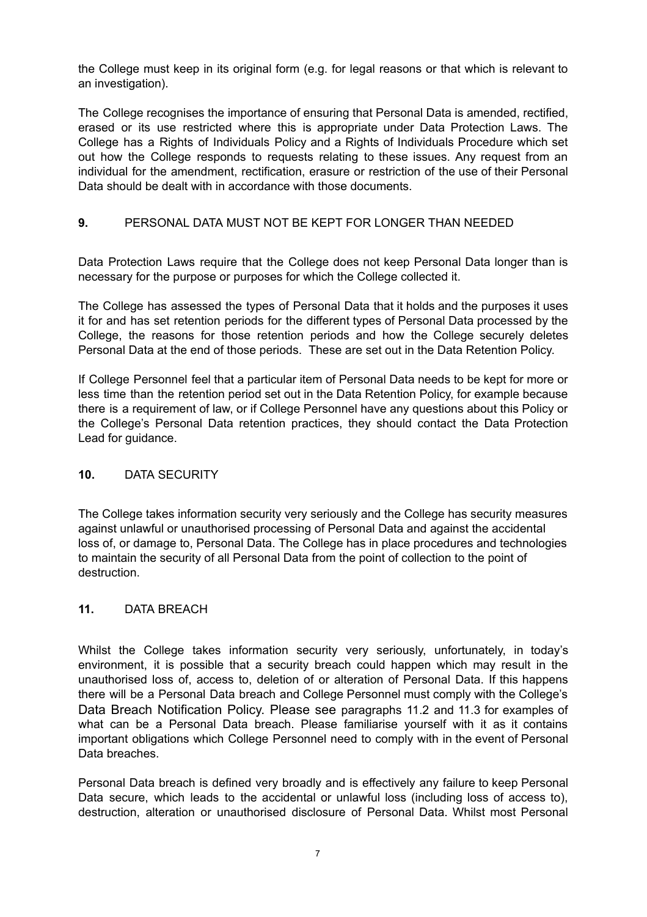the College must keep in its original form (e.g. for legal reasons or that which is relevant to an investigation).

The College recognises the importance of ensuring that Personal Data is amended, rectified, erased or its use restricted where this is appropriate under Data Protection Laws. The College has a Rights of Individuals Policy and a Rights of Individuals Procedure which set out how the College responds to requests relating to these issues. Any request from an individual for the amendment, rectification, erasure or restriction of the use of their Personal Data should be dealt with in accordance with those documents.

## 9. PERSONAL DATA MUST NOT BE KEPT FOR LONGER THAN NEEDED

Data Protection Laws require that the College does not keep Personal Data longer than is necessary for the purpose or purposes for which the College collected it.

The College has assessed the types of Personal Data that it holds and the purposes it uses it for and has set retention periods for the different types of Personal Data processed by the College, the reasons for those retention periods and how the College securely deletes Personal Data at the end of those periods. These are set out in the Data Retention Policy.

If College Personnel feel that a particular item of Personal Data needs to be kept for more or less time than the retention period set out in the Data Retention Policy, for example because there is a requirement of law, or if College Personnel have any questions about this Policy or the College's Personal Data retention practices, they should contact the Data Protection Lead for guidance.

## 10. DATA SECURITY

The College takes information security very seriously and the College has security measures against unlawful or unauthorised processing of Personal Data and against the accidental loss of, or damage to, Personal Data. The College has in place procedures and technologies to maintain the security of all Personal Data from the point of collection to the point of destruction.

## 11. DATA BREACH

Whilst the College takes information security very seriously, unfortunately, in today's environment, it is possible that a security breach could happen which may result in the unauthorised loss of, access to, deletion of or alteration of Personal Data. If this happens there will be a Personal Data breach and College Personnel must comply with the College's Data Breach Notification Policy. Please see paragraphs 11.2 and 11.3 for examples of what can be a Personal Data breach. Please familiarise yourself with it as it contains important obligations which College Personnel need to comply with in the event of Personal Data breaches.

Personal Data breach is defined very broadly and is effectively any failure to keep Personal Data secure, which leads to the accidental or unlawful loss (including loss of access to), destruction, alteration or unauthorised disclosure of Personal Data. Whilst most Personal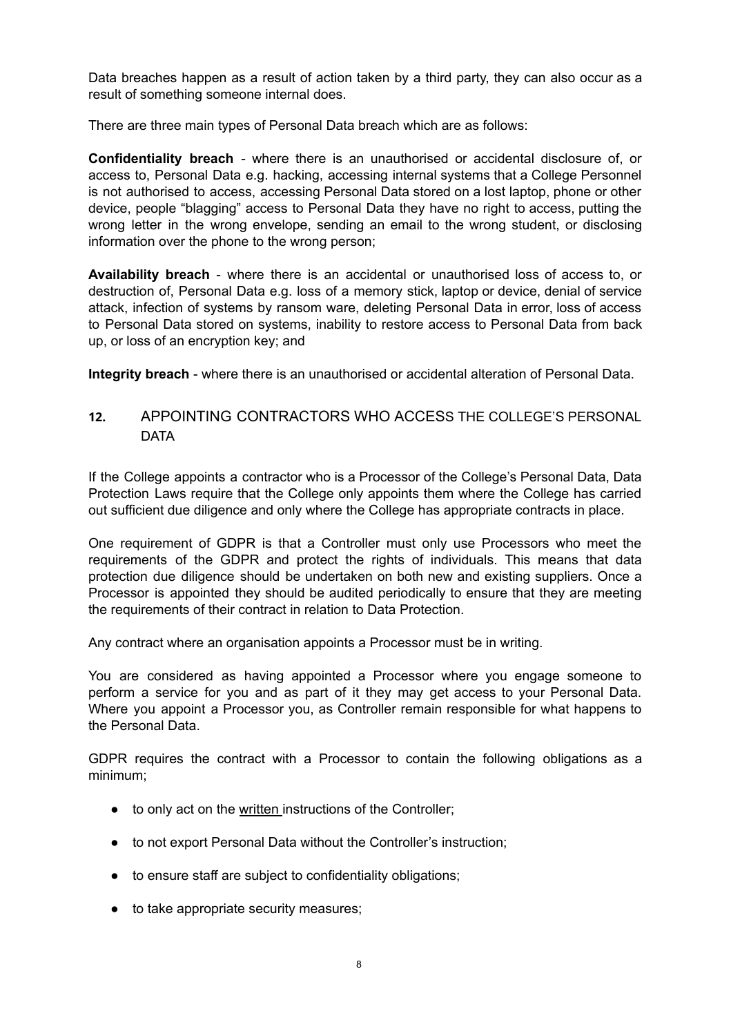Data breaches happen as a result of action taken by a third party, they can also occur as a result of something someone internal does.

There are three main types of Personal Data breach which are as follows:

**Confidentiality breach** - where there is an unauthorised or accidental disclosure of, or access to, Personal Data e.g. hacking, accessing internal systems that a College Personnel is not authorised to access, accessing Personal Data stored on a lost laptop, phone or other device, people "blagging" access to Personal Data they have no right to access, putting the wrong letter in the wrong envelope, sending an email to the wrong student, or disclosing information over the phone to the wrong person;

**Availability breach** - where there is an accidental or unauthorised loss of access to, or destruction of, Personal Data e.g. loss of a memory stick, laptop or device, denial of service attack, infection of systems by ransom ware, deleting Personal Data in error, loss of access to Personal Data stored on systems, inability to restore access to Personal Data from back up, or loss of an encryption key; and

**Integrity breach** - where there is an unauthorised or accidental alteration of Personal Data.

## 12. APPOINTING CONTRACTORS WHO ACCESS THE COLLEGE'S PERSONAL DATA

If the College appoints a contractor who is a Processor of the College's Personal Data, Data Protection Laws require that the College only appoints them where the College has carried out sufficient due diligence and only where the College has appropriate contracts in place.

One requirement of GDPR is that a Controller must only use Processors who meet the requirements of the GDPR and protect the rights of individuals. This means that data protection due diligence should be undertaken on both new and existing suppliers. Once a Processor is appointed they should be audited periodically to ensure that they are meeting the requirements of their contract in relation to Data Protection.

Any contract where an organisation appoints a Processor must be in writing.

You are considered as having appointed a Processor where you engage someone to perform a service for you and as part of it they may get access to your Personal Data. Where you appoint a Processor you, as Controller remain responsible for what happens to the Personal Data.

GDPR requires the contract with a Processor to contain the following obligations as a minimum;

- to only act on the written instructions of the Controller;
- to not export Personal Data without the Controller's instruction;
- to ensure staff are subject to confidentiality obligations;
- to take appropriate security measures;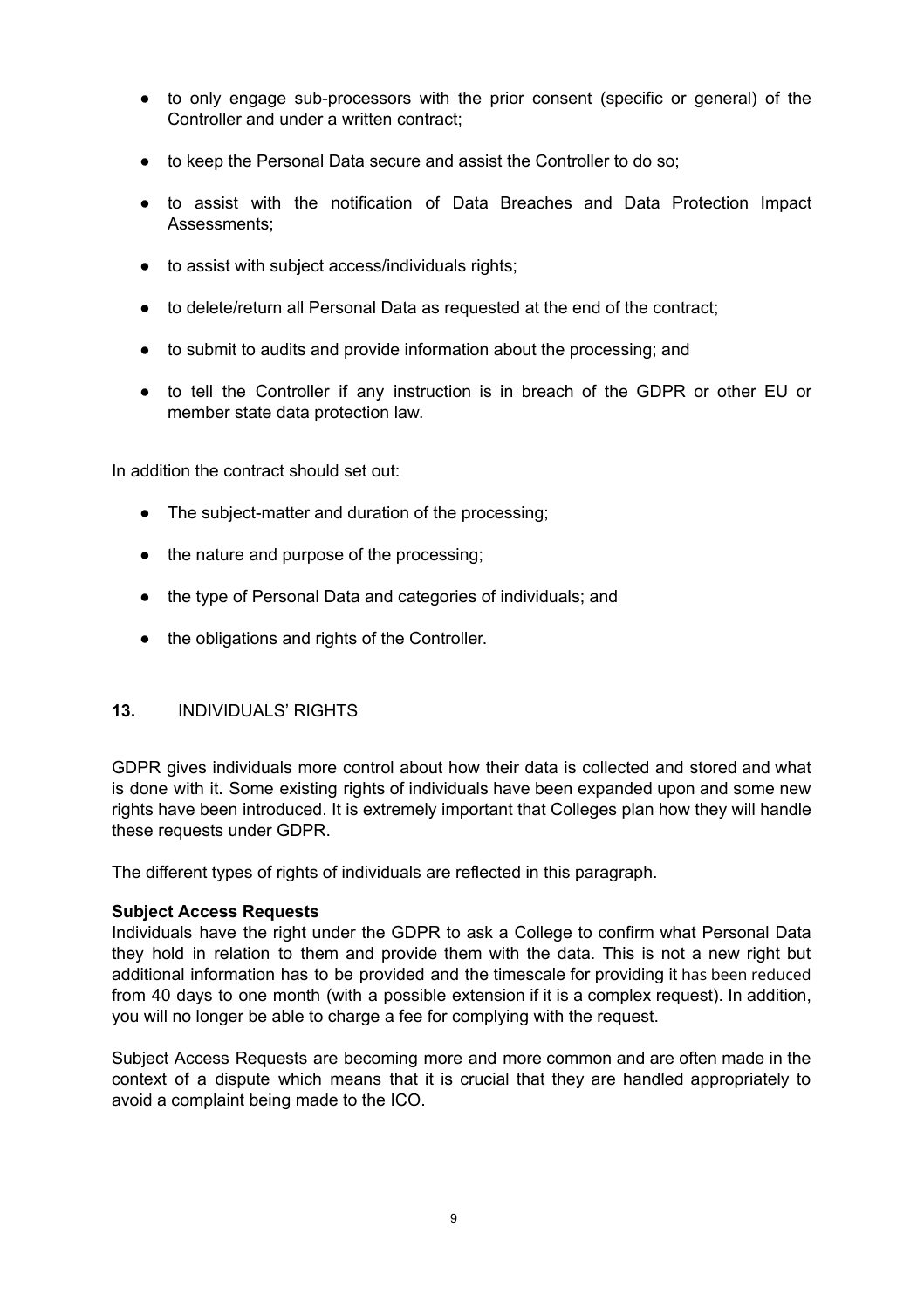- to only engage sub-processors with the prior consent (specific or general) of the Controller and under a written contract;
- to keep the Personal Data secure and assist the Controller to do so;
- to assist with the notification of Data Breaches and Data Protection Impact Assessments;
- to assist with subject access/individuals rights;
- to delete/return all Personal Data as requested at the end of the contract;
- to submit to audits and provide information about the processing; and
- to tell the Controller if any instruction is in breach of the GDPR or other EU or member state data protection law.

In addition the contract should set out:

- The subject-matter and duration of the processing;
- the nature and purpose of the processing;
- the type of Personal Data and categories of individuals; and
- the obligations and rights of the Controller.

## **13.** INDIVIDUALS' RIGHTS

GDPR gives individuals more control about how their data is collected and stored and what is done with it. Some existing rights of individuals have been expanded upon and some new rights have been introduced. It is extremely important that Colleges plan how they will handle these requests under GDPR.

The different types of rights of individuals are reflected in this paragraph.

**Subject Access Requests**

Individuals have the right under the GDPR to ask a College to confirm what Personal Data they hold in relation to them and provide them with the data. This is not a new right but additional information has to be provided and the timescale for providing it has been reduced from 40 days to one month (with a possible extension if it is a complex request). In addition, you will no longer be able to charge a fee for complying with the request.

Subject Access Requests are becoming more and more common and are often made in the context of a dispute which means that it is crucial that they are handled appropriately to avoid a complaint being made to the ICO.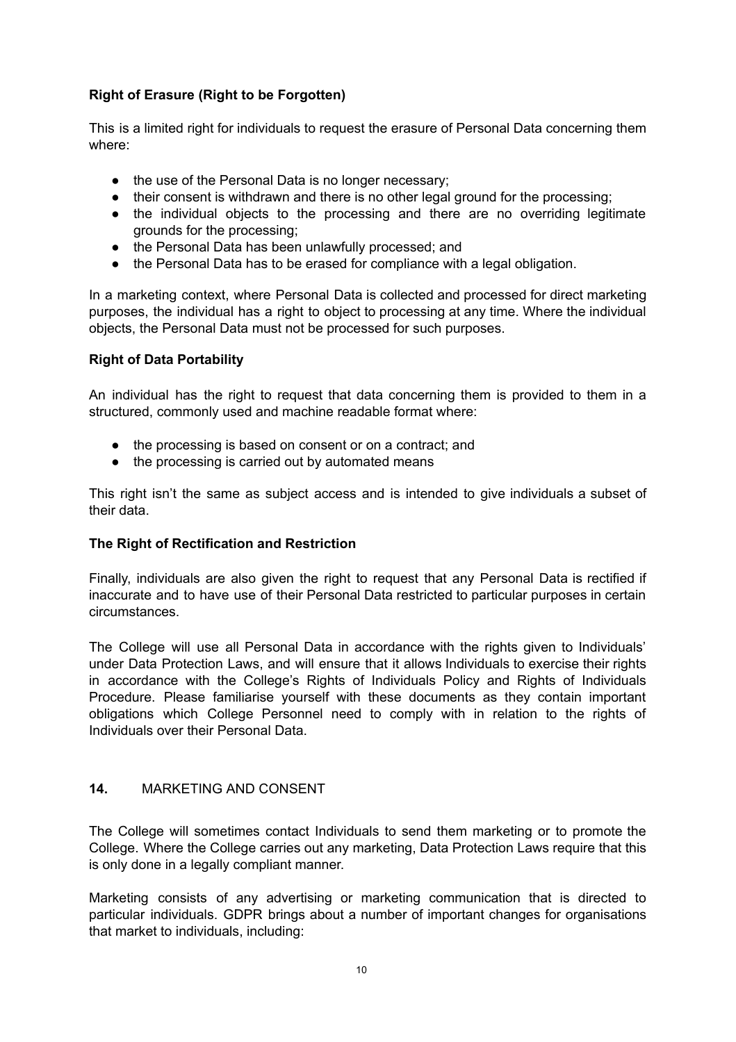**Right of Erasure (Right to be Forgotten)**

This is a limited right for individuals to request the erasure of Personal Data concerning them where:

- the use of the Personal Data is no longer necessary;
- their consent is withdrawn and there is no other legal ground for the processing;
- the individual objects to the processing and there are no overriding legitimate grounds for the processing;
- the Personal Data has been unlawfully processed; and
- the Personal Data has to be erased for compliance with a legal obligation.

In a marketing context, where Personal Data is collected and processed for direct marketing purposes, the individual has a right to object to processing at any time. Where the individual objects, the Personal Data must not be processed for such purposes.

**Right of Data Portability**

An individual has the right to request that data concerning them is provided to them in a structured, commonly used and machine readable format where:

- the processing is based on consent or on a contract; and
- the processing is carried out by automated means

This right isn't the same as subject access and is intended to give individuals a subset of their data.

**The Right of Rectification and Restriction**

Finally, individuals are also given the right to request that any Personal Data is rectified if inaccurate and to have use of their Personal Data restricted to particular purposes in certain circumstances.

The College will use all Personal Data in accordance with the rights given to Individuals' under Data Protection Laws, and will ensure that it allows Individuals to exercise their rights in accordance with the College's Rights of Individuals Policy and Rights of Individuals Procedure. Please familiarise yourself with these documents as they contain important obligations which College Personnel need to comply with in relation to the rights of Individuals over their Personal Data.

## 14. MARKETING AND CONSENT

The College will sometimes contact Individuals to send them marketing or to promote the College. Where the College carries out any marketing, Data Protection Laws require that this is only done in a legally compliant manner.

Marketing consists of any advertising or marketing communication that is directed to particular individuals. GDPR brings about a number of important changes for organisations that market to individuals, including: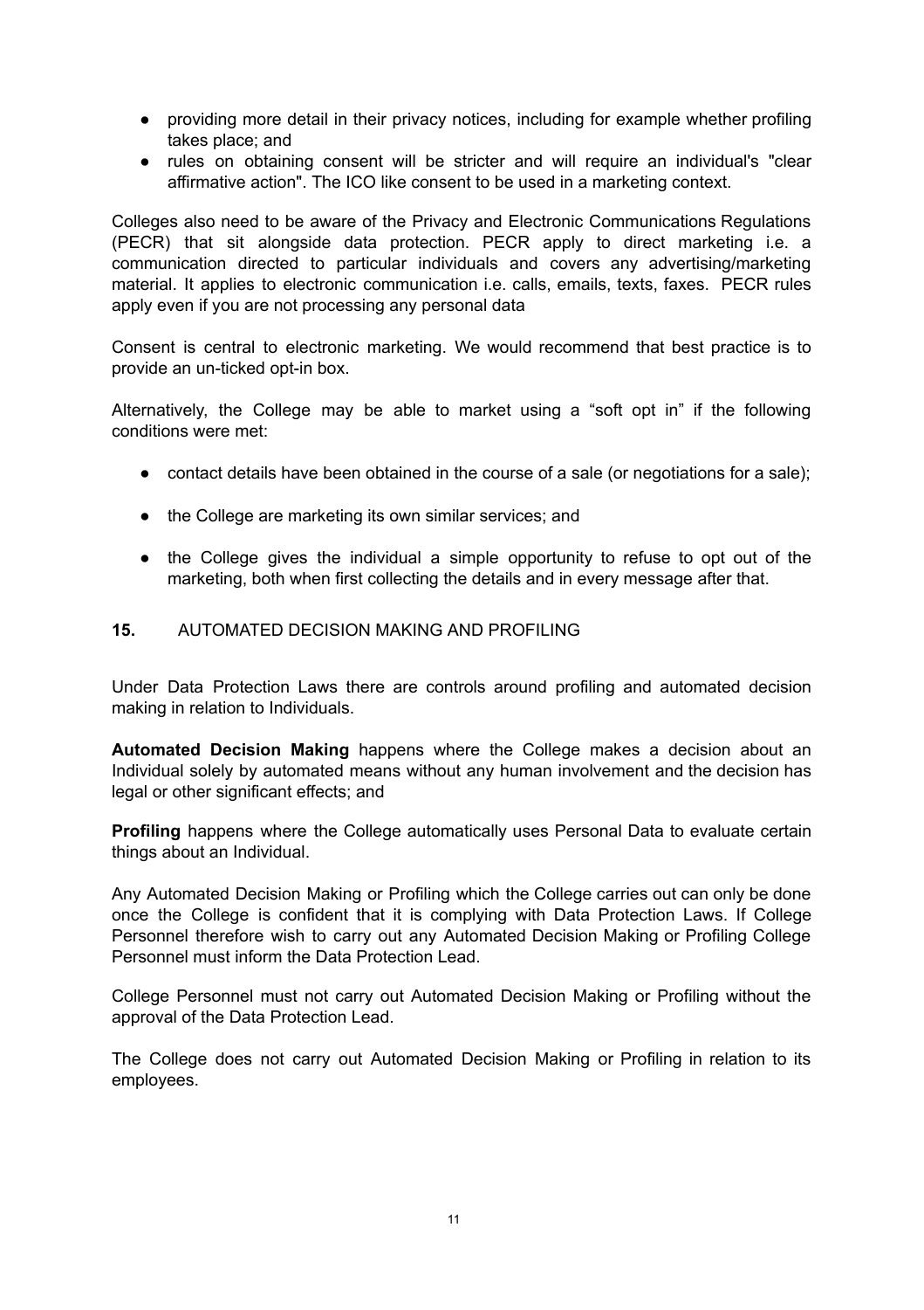- providing more detail in their privacy notices, including for example whether profiling takes place; and
- rules on obtaining consent will be stricter and will require an individual's "clear affirmative action". The ICO like consent to be used in a marketing context.

Colleges also need to be aware of the Privacy and Electronic Communications Regulations (PECR) that sit alongside data protection. PECR apply to direct marketing i.e. a communication directed to particular individuals and covers any advertising/marketing material. It applies to electronic communication i.e. calls, emails, texts, faxes. PECR rules apply even if you are not processing any personal data

Consent is central to electronic marketing. We would recommend that best practice is to provide an un-ticked opt-in box.

Alternatively, the College may be able to market using a “soft opt in” if the following conditions were met:

- contact details have been obtained in the course of a sale (or negotiations for a sale);
- the College are marketing its own similar services; and
- the College gives the individual a simple opportunity to refuse to opt out of the marketing, both when first collecting the details and in every message after that.

## 15. AUTOMATED DECISION MAKING AND PROFILING

Under Data Protection Laws there are controls around profiling and automated decision making in relation to Individuals.

**Automated Decision Making** happens where the College makes a decision about an Individual solely by automated means without any human involvement and the decision has legal or other significant effects; and

**Profiling** happens where the College automatically uses Personal Data to evaluate certain things about an Individual.

Any Automated Decision Making or Profiling which the College carries out can only be done once the College is confident that it is complying with Data Protection Laws. If College Personnel therefore wish to carry out any Automated Decision Making or Profiling College Personnel must inform the Data Protection Lead.

College Personnel must not carry out Automated Decision Making or Profiling without the approval of the Data Protection Lead.

The College does not carry out Automated Decision Making or Profiling in relation to its employees.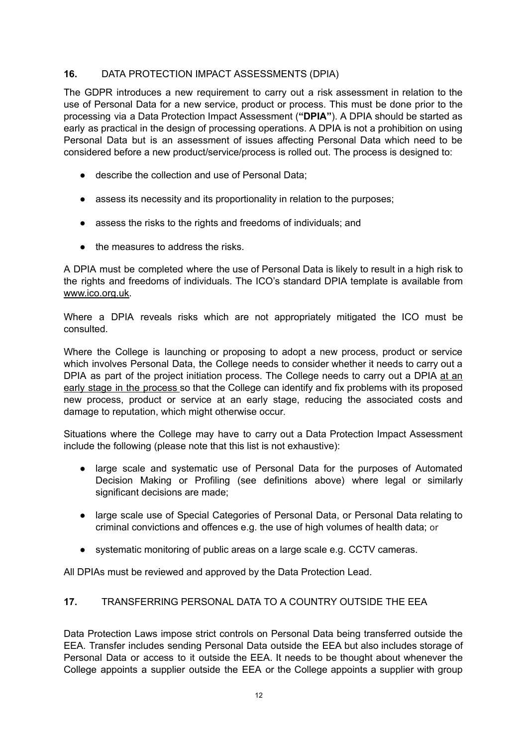## 16. DATA PROTECTION IMPACT ASSESSMENTS (DPIA)

The GDPR introduces a new requirement to carry out a risk assessment in relation to the use of Personal Data for a new service, product or process. This must be done prior to the processing via a Data Protection Impact Assessment (**"DPIA"**). A DPIA should be started as early as practical in the design of processing operations. A DPIA is not a prohibition on using Personal Data but is an assessment of issues affecting Personal Data which need to be considered before a new product/service/process is rolled out. The process is designed to:

- describe the collection and use of Personal Data;
- assess its necessity and its proportionality in relation to the purposes;
- assess the risks to the rights and freedoms of individuals; and
- the measures to address the risks.

A DPIA must be completed where the use of Personal Data is likely to result in a high risk to the rights and freedoms of individuals. The ICO's standard DPIA template is available from www.ico.org.uk.

Where a DPIA reveals risks which are not appropriately mitigated the ICO must be consulted.

Where the College is launching or proposing to adopt a new process, product or service which involves Personal Data, the College needs to consider whether it needs to carry out a DPIA as part of the project initiation process. The College needs to carry out a DPIA at an early stage in the process so that the College can identify and fix problems with its proposed new process, product or service at an early stage, reducing the associated costs and damage to reputation, which might otherwise occur.

Situations where the College may have to carry out a Data Protection Impact Assessment include the following (please note that this list is not exhaustive):

- large scale and systematic use of Personal Data for the purposes of Automated Decision Making or Profiling (see definitions above) where legal or similarly significant decisions are made;
- large scale use of Special Categories of Personal Data, or Personal Data relating to criminal convictions and offences e.g. the use of high volumes of health data; or
- systematic monitoring of public areas on a large scale e.g. CCTV cameras.

All DPIAs must be reviewed and approved by the Data Protection Lead.

## 17. TRANSFERRING PERSONAL DATA TO A COUNTRY OUTSIDE THE EEA

Data Protection Laws impose strict controls on Personal Data being transferred outside the EEA. Transfer includes sending Personal Data outside the EEA but also includes storage of Personal Data or access to it outside the EEA. It needs to be thought about whenever the College appoints a supplier outside the EEA or the College appoints a supplier with group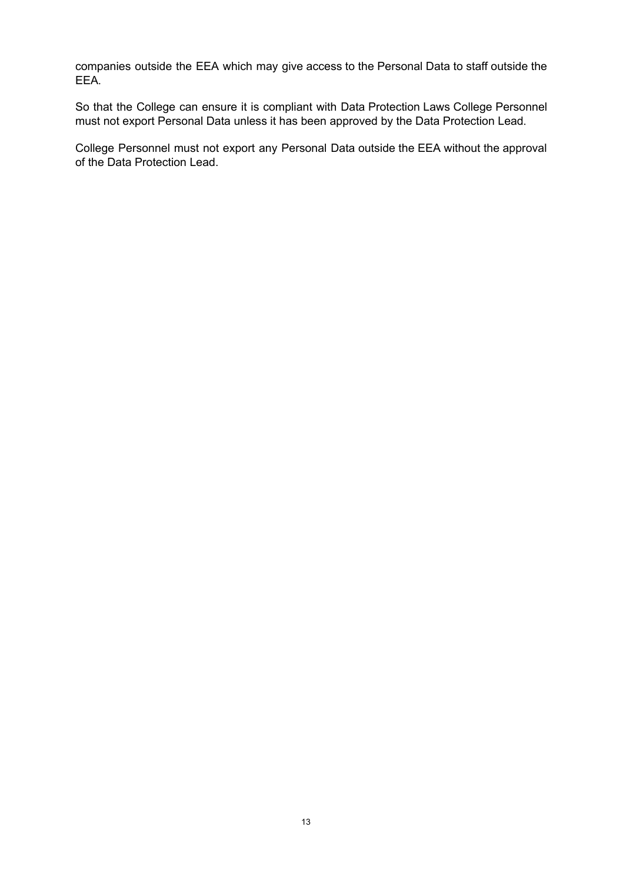companies outside the EEA which may give access to the Personal Data to staff outside the EEA.

So that the College can ensure it is compliant with Data Protection Laws College Personnel must not export Personal Data unless it has been approved by the Data Protection Lead.

College Personnel must not export any Personal Data outside the EEA without the approval of the Data Protection Lead.